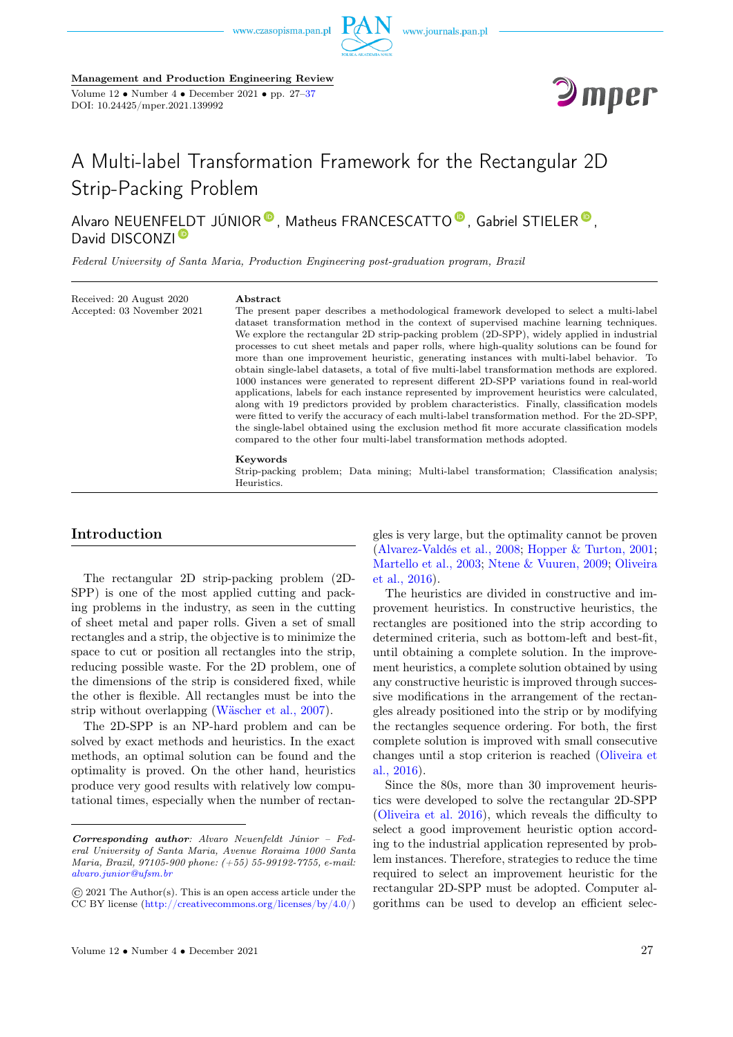Management and Production Engineering Review

DOI: 10.24425/mper.2021.139992

# A Multi-label Transformation Framework for the Rectangular 2D Strip-Packing Problem

Alvaro NEUENFELDT JÚNIOR, Matheus FRANCESCATTO, Gabriel STIELER, David DISCONZI

*Federal University of Santa Maria, Production Engineering post-graduation program, Brazil*

Received: 20 August 2020
Accepted: 03 November 2021

**Abstract**

The present paper describes a methodological framework developed to select a multi-label dataset transformation method in the context of supervised machine learning techniques. We explore the rectangular 2D strip-packing problem (2D-SPP), widely applied in industrial processes to cut sheet metals and paper rolls, where high-quality solutions can be found for more than one improvement heuristic, generating instances with multi-label behavior. To obtain single-label datasets, a total of five multi-label transformation methods are explored. 1000 instances were generated to represent different 2D-SPP variations found in real-world applications, labels for each instance represented by improvement heuristics were calculated, along with 19 predictors provided by problem characteristics. Finally, classification models were fitted to verify the accuracy of each multi-label transformation method. For the 2D-SPP, the single-label obtained using the exclusion method fit more accurate classification models compared to the other four multi-label transformation methods adopted.

**Keywords**

Strip-packing problem; Data mining; Multi-label transformation; Classification analysis; Heuristics.

## Introduction

The rectangular 2D strip-packing problem (2D-SPP) is one of the most applied cutting and packing problems in the industry, as seen in the cutting of sheet metal and paper rolls. Given a set of small rectangles and a strip, the objective is to minimize the space to cut or position all rectangles into the strip, reducing possible waste. For the 2D problem, one of the dimensions of the strip is considered fixed, while the other is flexible. All rectangles must be into the strip without overlapping (Wäscher et al., 2007).

The 2D-SPP is an NP-hard problem and can be solved by exact methods and heuristics. In the exact methods, an optimal solution can be found and the optimality is proved. On the other hand, heuristics produce very good results with relatively low computational times, especially when the number of rectangles is very large, but the optimality cannot be proven (Alvarez-Valdés et al., 2008; Hopper & Turton, 2001; Martello et al., 2003; Ntene & Vuuren, 2009; Oliveira et al., 2016).

The heuristics are divided in constructive and improvement heuristics. In constructive heuristics, the rectangles are positioned into the strip according to determined criteria, such as bottom-left and best-fit, until obtaining a complete solution. In the improvement heuristics, a complete solution obtained by using any constructive heuristic is improved through successive modifications in the arrangement of the rectangles already positioned into the strip or by modifying the rectangles sequence ordering. For both, the first complete solution is improved with small consecutive changes until a stop criterion is reached (Oliveira et al., 2016).

Since the 80s, more than 30 improvement heuristics were developed to solve the rectangular 2D-SPP (Oliveira et al. 2016), which reveals the difficulty to select a good improvement heuristic option according to the industrial application represented by problem instances. Therefore, strategies to reduce the time required to select an improvement heuristic for the rectangular 2D-SPP must be adopted. Computer algorithms can be used to develop an efficient selec-

***Corresponding author**: Alvaro Neuenfeldt Júnior – Federal University of Santa Maria, Avenue Roraima 1000 Santa Maria, Brazil, 97105-900 phone: (+55) 55-99192-7755, e-mail: alvaro.junior@ufsm.br*

© 2021 The Author(s). This is an open access article under the CC BY license (http://creativecommons.org/licenses/by/4.0/)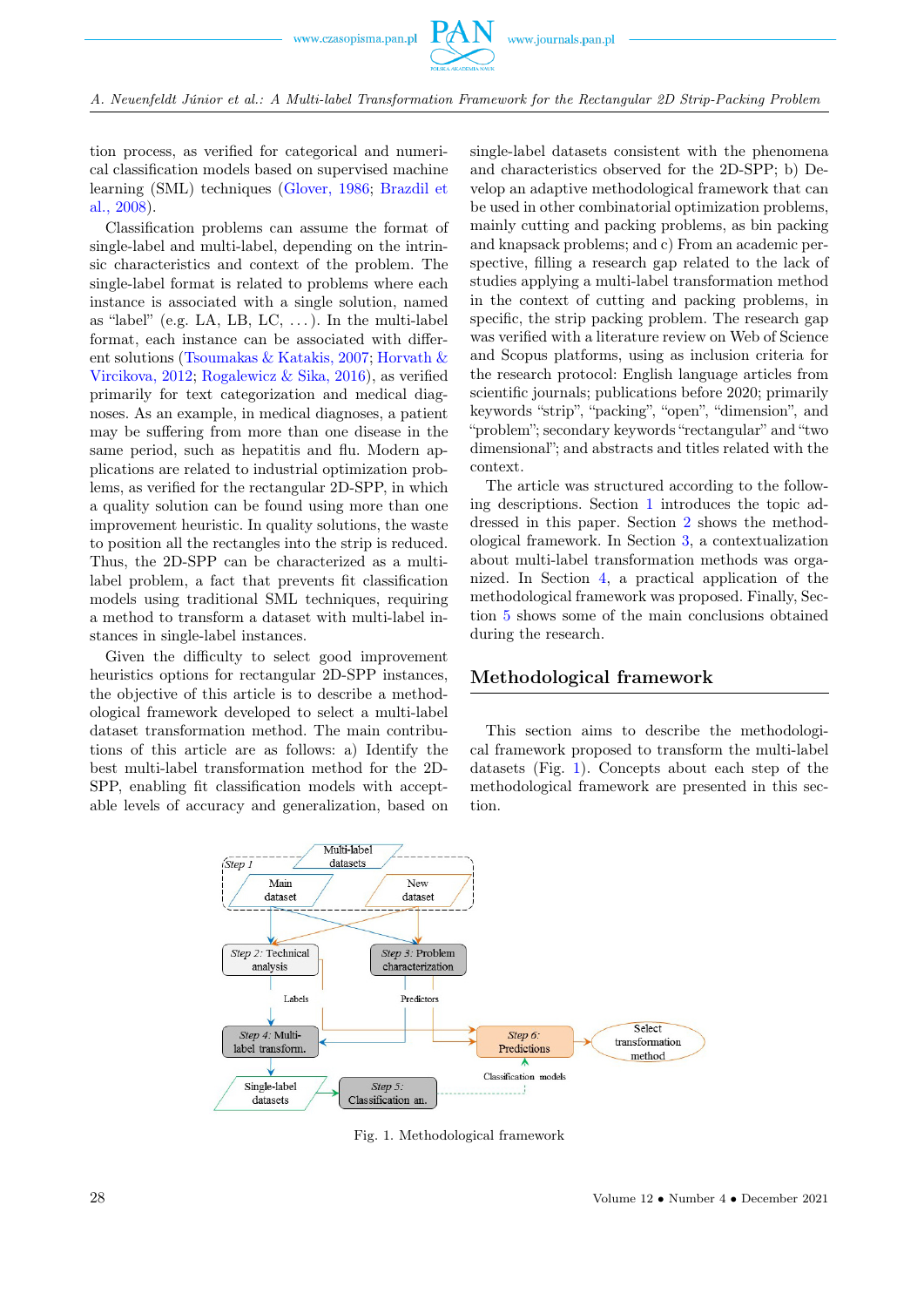tion process, as verified for categorical and numerical classification models based on supervised machine learning (SML) techniques (Glover, 1986; Brazdil et al., 2008).

Classification problems can assume the format of single-label and multi-label, depending on the intrinsic characteristics and context of the problem. The single-label format is related to problems where each instance is associated with a single solution, named as "label" (e.g. LA, LB, LC, ...). In the multi-label format, each instance can be associated with different solutions (Tsoumakas & Katakis, 2007; Horvath & Vircikova, 2012; Rogalewicz & Sika, 2016), as verified primarily for text categorization and medical diagnoses. As an example, in medical diagnoses, a patient may be suffering from more than one disease in the same period, such as hepatitis and flu. Modern applications are related to industrial optimization problems, as verified for the rectangular 2D-SPP, in which a quality solution can be found using more than one improvement heuristic. In quality solutions, the waste to position all the rectangles into the strip is reduced. Thus, the 2D-SPP can be characterized as a multi-label problem, a fact that prevents fit classification models using traditional SML techniques, requiring a method to transform a dataset with multi-label instances in single-label instances.

Given the difficulty to select good improvement heuristics options for rectangular 2D-SPP instances, the objective of this article is to describe a methodological framework developed to select a multi-label dataset transformation method. The main contributions of this article are as follows: a) Identify the best multi-label transformation method for the 2D-SPP, enabling fit classification models with acceptable levels of accuracy and generalization, based on single-label datasets consistent with the phenomena and characteristics observed for the 2D-SPP; b) Develop an adaptive methodological framework that can be used in other combinatorial optimization problems, mainly cutting and packing problems, as bin packing and knapsack problems; and c) From an academic perspective, filling a research gap related to the lack of studies applying a multi-label transformation method in the context of cutting and packing problems, in specific, the strip packing problem. The research gap was verified with a literature review on Web of Science and Scopus platforms, using as inclusion criteria for the research protocol: English language articles from scientific journals; publications before 2020; primarily keywords "strip", "packing", "open", "dimension", and "problem"; secondary keywords "rectangular" and "two dimensional"; and abstracts and titles related with the context.

The article was structured according to the following descriptions. Section 1 introduces the topic addressed in this paper. Section 2 shows the methodological framework. In Section 3, a contextualization about multi-label transformation methods was organized. In Section 4, a practical application of the methodological framework was proposed. Finally, Section 5 shows some of the main conclusions obtained during the research.

## Methodological framework

This section aims to describe the methodological framework proposed to transform the multi-label datasets (Fig. 1). Concepts about each step of the methodological framework are presented in this section.

Fig. 1. Methodological framework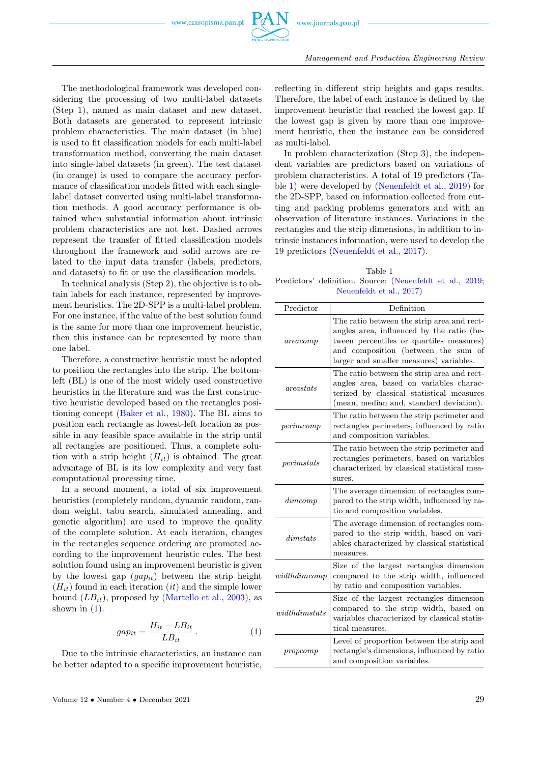The methodological framework was developed considering the processing of two multi-label datasets (Step 1), named as main dataset and new dataset. Both datasets are generated to represent intrinsic problem characteristics. The main dataset (in blue) is used to fit classification models for each multi-label transformation method, converting the main dataset into single-label datasets (in green). The test dataset (in orange) is used to compare the accuracy performance of classification models fitted with each single-label dataset converted using multi-label transformation methods. A good accuracy performance is obtained when substantial information about intrinsic problem characteristics are not lost. Dashed arrows represent the transfer of fitted classification models throughout the framework and solid arrows are related to the input data transfer (labels, predictors, and datasets) to fit or use the classification models.

In technical analysis (Step 2), the objective is to obtain labels for each instance, represented by improvement heuristics. The 2D-SPP is a multi-label problem. For one instance, if the value of the best solution found is the same for more than one improvement heuristic, then this instance can be represented by more than one label.

Therefore, a constructive heuristic must be adopted to position the rectangles into the strip. The bottom-left (BL) is one of the most widely used constructive heuristics in the literature and was the first constructive heuristic developed based on the rectangles positioning concept (Baker et al., 1980). The BL aims to position each rectangle as lowest-left location as possible in any feasible space available in the strip until all rectangles are positioned. Thus, a complete solution with a strip height ($H_{it}$) is obtained. The great advantage of BL is its low complexity and very fast computational processing time.

In a second moment, a total of six improvement heuristics (completely random, dynamic random, random weight, tabu search, simulated annealing, and genetic algorithm) are used to improve the quality of the complete solution. At each iteration, changes in the rectangles sequence ordering are promoted according to the improvement heuristic rules. The best solution found using an improvement heuristic is given by the lowest gap ($gap_{it}$) between the strip height ($H_{it}$) found in each iteration ($it$) and the simple lower bound ($LB_{it}$), proposed by (Martello et al., 2003), as shown in (1).

$$gap_{it} = \frac{H_{it} - LB_{it}}{LB_{it}}. \tag{1}$$

Due to the intrinsic characteristics, an instance can be better adapted to a specific improvement heuristic, reflecting in different strip heights and gaps results. Therefore, the label of each instance is defined by the improvement heuristic that reached the lowest gap. If the lowest gap is given by more than one improvement heuristic, then the instance can be considered as multi-label.

In problem characterization (Step 3), the independent variables are predictors based on variations of problem characteristics. A total of 19 predictors (Table 1) were developed by (Neuenfeldt et al., 2019) for the 2D-SPP, based on information collected from cutting and packing problems generators and with an observation of literature instances. Variations in the rectangles and the strip dimensions, in addition to intrinsic instances information, were used to develop the 19 predictors (Neuenfeldt et al., 2017).

Table 1
Predictors' definition. Source: (Neuenfeldt et al., 2019; Neuenfeldt et al., 2017)

| Predictor | Definition |
|---|---|
| *areacomp* | The ratio between the strip area and rectangles area, influenced by the ratio (between percentiles or quartiles measures) and composition (between the sum of larger and smaller measures) variables. |
| *areastats* | The ratio between the strip area and rectangles area, based on variables characterized by classical statistical measures (mean, median and, standard deviation). |
| *perimcomp* | The ratio between the strip perimeter and rectangles perimeters, influenced by ratio and composition variables. |
| *perimstats* | The ratio between the strip perimeter and rectangles perimeters, based on variables characterized by classical statistical measures. |
| *dimcomp* | The average dimension of rectangles compared to the strip width, influenced by ratio and composition variables. |
| *dimstats* | The average dimension of rectangles compared to the strip width, based on variables characterized by classical statistical measures. |
| *widthdimcomp* | Size of the largest rectangles dimension compared to the strip width, influenced by ratio and composition variables. |
| *widthdimstats* | Size of the largest rectangles dimension compared to the strip width, based on variables characterized by classical statistical measures. |
| *propcomp* | Level of proportion between the strip and rectangle's dimensions, influenced by ratio and composition variables. |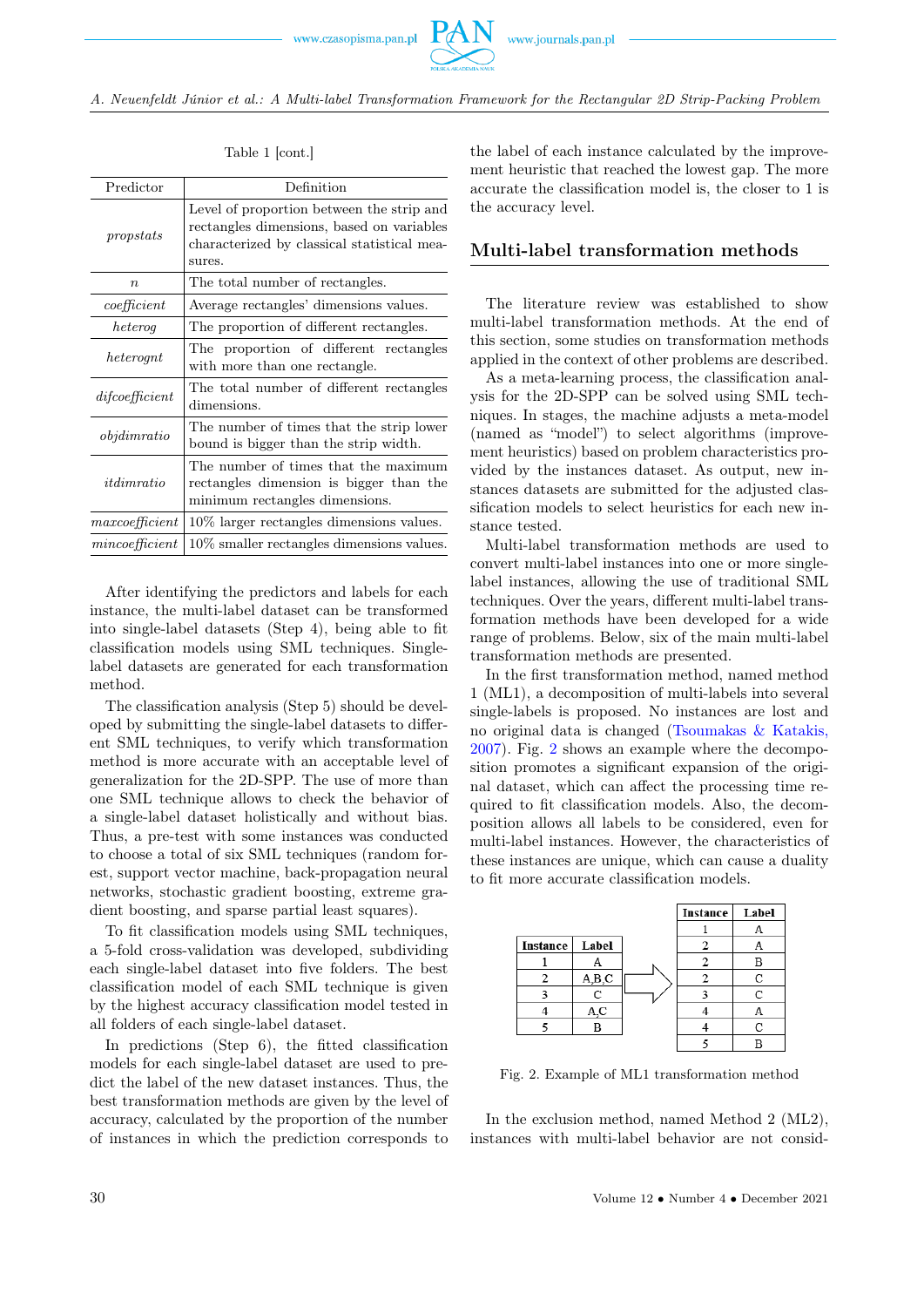Table 1 [cont.]

| Predictor | Definition |
|---|---|
| *propstats* | Level of proportion between the strip and rectangles dimensions, based on variables characterized by classical statistical measures. |
| *n* | The total number of rectangles. |
| *coefficient* | Average rectangles' dimensions values. |
| *heterog* | The proportion of different rectangles. |
| *heterognt* | The proportion of different rectangles with more than one rectangle. |
| *difcoefficient* | The total number of different rectangles dimensions. |
| *objdimratio* | The number of times that the strip lower bound is bigger than the strip width. |
| *itdimratio* | The number of times that the maximum rectangles dimension is bigger than the minimum rectangles dimensions. |
| *maxcoefficient* | 10% larger rectangles dimensions values. |
| *mincoefficient* | 10% smaller rectangles dimensions values. |

After identifying the predictors and labels for each instance, the multi-label dataset can be transformed into single-label datasets (Step 4), being able to fit classification models using SML techniques. Single-label datasets are generated for each transformation method.

The classification analysis (Step 5) should be developed by submitting the single-label datasets to different SML techniques, to verify which transformation method is more accurate with an acceptable level of generalization for the 2D-SPP. The use of more than one SML technique allows to check the behavior of a single-label dataset holistically and without bias. Thus, a pre-test with some instances was conducted to choose a total of six SML techniques (random forest, support vector machine, back-propagation neural networks, stochastic gradient boosting, extreme gradient boosting, and sparse partial least squares).

To fit classification models using SML techniques, a 5-fold cross-validation was developed, subdividing each single-label dataset into five folders. The best classification model of each SML technique is given by the highest accuracy classification model tested in all folders of each single-label dataset.

In predictions (Step 6), the fitted classification models for each single-label dataset are used to predict the label of the new dataset instances. Thus, the best transformation methods are given by the level of accuracy, calculated by the proportion of the number of instances in which the prediction corresponds to the label of each instance calculated by the improvement heuristic that reached the lowest gap. The more accurate the classification model is, the closer to 1 is the accuracy level.

## Multi-label transformation methods

The literature review was established to show multi-label transformation methods. At the end of this section, some studies on transformation methods applied in the context of other problems are described.

As a meta-learning process, the classification analysis for the 2D-SPP can be solved using SML techniques. In stages, the machine adjusts a meta-model (named as "model") to select algorithms (improvement heuristics) based on problem characteristics provided by the instances dataset. As output, new instances datasets are submitted for the adjusted classification models to select heuristics for each new instance tested.

Multi-label transformation methods are used to convert multi-label instances into one or more single-label instances, allowing the use of traditional SML techniques. Over the years, different multi-label transformation methods have been developed for a wide range of problems. Below, six of the main multi-label transformation methods are presented.

In the first transformation method, named method 1 (ML1), a decomposition of multi-labels into several single-labels is proposed. No instances are lost and no original data is changed (Tsoumakas & Katakis, 2007). Fig. 2 shows an example where the decomposition promotes a significant expansion of the original dataset, which can affect the processing time required to fit classification models. Also, the decomposition allows all labels to be considered, even for multi-label instances. However, the characteristics of these instances are unique, which can cause a duality to fit more accurate classification models.

| Instance | Label |
|---|---|
| 1 | A |
| 2 | A,B,C |
| 3 | C |
| 4 | A,C |
| 5 | B |

| Instance | Label |
|---|---|
| 1 | A |
| 2 | A |
| 2 | B |
| 2 | C |
| 3 | C |
| 4 | A |
| 4 | C |
| 5 | B |

Fig. 2. Example of ML1 transformation method

In the exclusion method, named Method 2 (ML2), instances with multi-label behavior are not consid-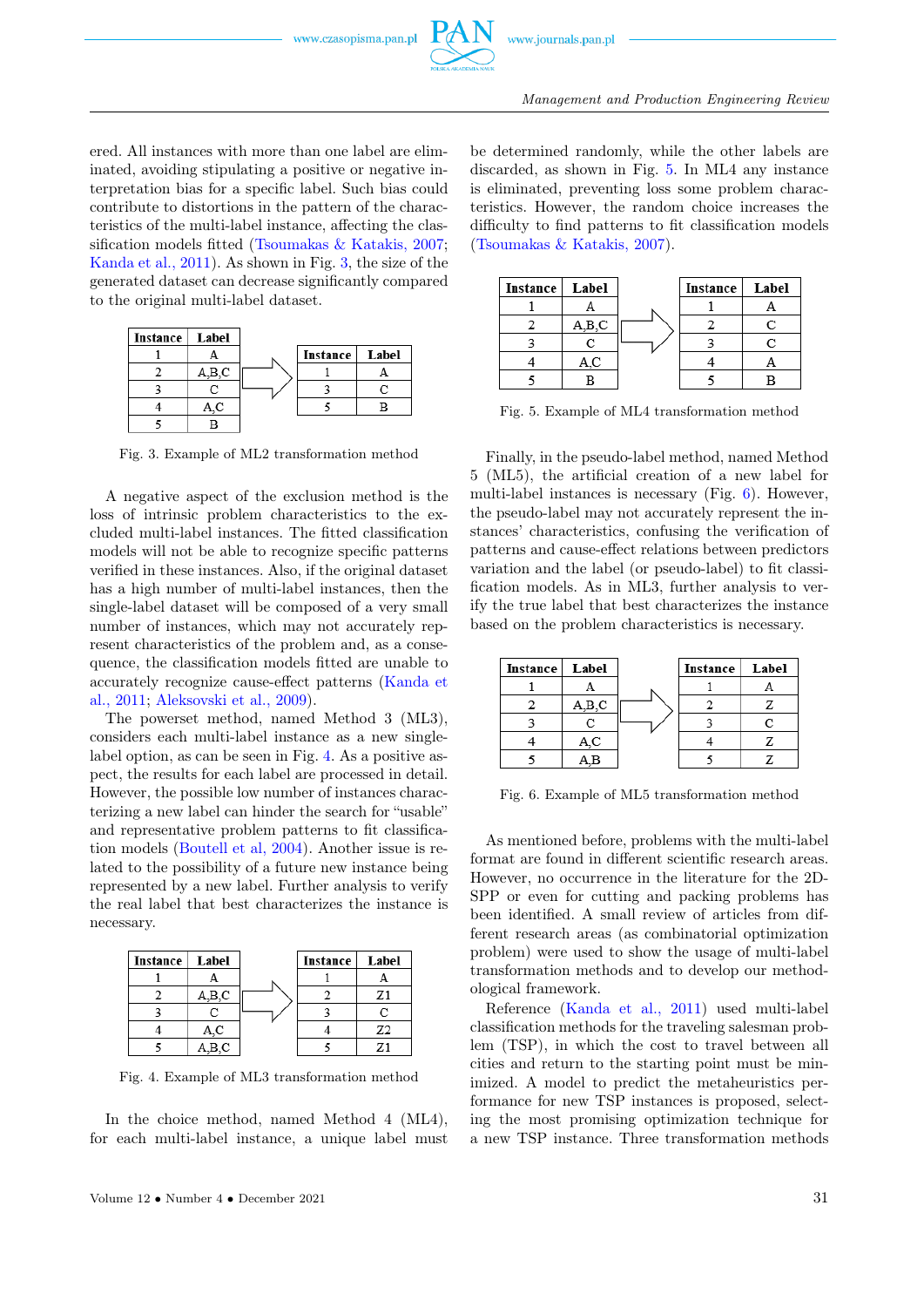ered. All instances with more than one label are eliminated, avoiding stipulating a positive or negative interpretation bias for a specific label. Such bias could contribute to distortions in the pattern of the characteristics of the multi-label instance, affecting the classification models fitted (Tsoumakas & Katakis, 2007; Kanda et al., 2011). As shown in Fig. 3, the size of the generated dataset can decrease significantly compared to the original multi-label dataset.

| Instance | Label |
|---|---|
| 1 | A |
| 2 | A,B,C |
| 3 | C |
| 4 | A,C |
| 5 | B |

⇒

| Instance | Label |
|---|---|
| 1 | A |
| 3 | C |
| 5 | B |

Fig. 3. Example of ML2 transformation method

A negative aspect of the exclusion method is the loss of intrinsic problem characteristics to the excluded multi-label instances. The fitted classification models will not be able to recognize specific patterns verified in these instances. Also, if the original dataset has a high number of multi-label instances, then the single-label dataset will be composed of a very small number of instances, which may not accurately represent characteristics of the problem and, as a consequence, the classification models fitted are unable to accurately recognize cause-effect patterns (Kanda et al., 2011; Aleksovski et al., 2009).

The powerset method, named Method 3 (ML3), considers each multi-label instance as a new single-label option, as can be seen in Fig. 4. As a positive aspect, the results for each label are processed in detail. However, the possible low number of instances characterizing a new label can hinder the search for "usable" and representative problem patterns to fit classification models (Boutell et al, 2004). Another issue is related to the possibility of a future new instance being represented by a new label. Further analysis to verify the real label that best characterizes the instance is necessary.

| Instance | Label |
|---|---|
| 1 | A |
| 2 | A,B,C |
| 3 | C |
| 4 | A,C |
| 5 | A,B,C |

⇒

| Instance | Label |
|---|---|
| 1 | A |
| 2 | Z1 |
| 3 | C |
| 4 | Z2 |
| 5 | Z1 |

Fig. 4. Example of ML3 transformation method

In the choice method, named Method 4 (ML4), for each multi-label instance, a unique label must be determined randomly, while the other labels are discarded, as shown in Fig. 5. In ML4 any instance is eliminated, preventing loss some problem characteristics. However, the random choice increases the difficulty to find patterns to fit classification models (Tsoumakas & Katakis, 2007).

| Instance | Label |
|---|---|
| 1 | A |
| 2 | A,B,C |
| 3 | C |
| 4 | A,C |
| 5 | B |

⇒

| Instance | Label |
|---|---|
| 1 | A |
| 2 | C |
| 3 | C |
| 4 | A |
| 5 | B |

Fig. 5. Example of ML4 transformation method

Finally, in the pseudo-label method, named Method 5 (ML5), the artificial creation of a new label for multi-label instances is necessary (Fig. 6). However, the pseudo-label may not accurately represent the instances' characteristics, confusing the verification of patterns and cause-effect relations between predictors variation and the label (or pseudo-label) to fit classification models. As in ML3, further analysis to verify the true label that best characterizes the instance based on the problem characteristics is necessary.

| Instance | Label |
|---|---|
| 1 | A |
| 2 | A,B,C |
| 3 | C |
| 4 | A,C |
| 5 | A,B |

⇒

| Instance | Label |
|---|---|
| 1 | A |
| 2 | Z |
| 3 | C |
| 4 | Z |
| 5 | Z |

Fig. 6. Example of ML5 transformation method

As mentioned before, problems with the multi-label format are found in different scientific research areas. However, no occurrence in the literature for the 2D-SPP or even for cutting and packing problems has been identified. A small review of articles from different research areas (as combinatorial optimization problem) were used to show the usage of multi-label transformation methods and to develop our methodological framework.

Reference (Kanda et al., 2011) used multi-label classification methods for the traveling salesman problem (TSP), in which the cost to travel between all cities and return to the starting point must be minimized. A model to predict the metaheuristics performance for new TSP instances is proposed, selecting the most promising optimization technique for a new TSP instance. Three transformation methods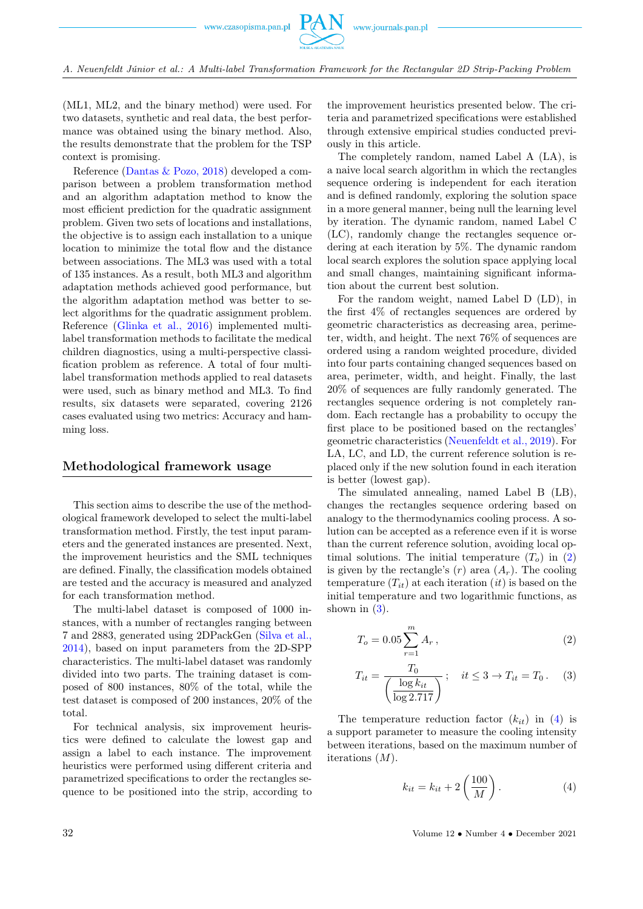(ML1, ML2, and the binary method) were used. For two datasets, synthetic and real data, the best performance was obtained using the binary method. Also, the results demonstrate that the problem for the TSP context is promising.

Reference (Dantas & Pozo, 2018) developed a comparison between a problem transformation method and an algorithm adaptation method to know the most efficient prediction for the quadratic assignment problem. Given two sets of locations and installations, the objective is to assign each installation to a unique location to minimize the total flow and the distance between associations. The ML3 was used with a total of 135 instances. As a result, both ML3 and algorithm adaptation methods achieved good performance, but the algorithm adaptation method was better to select algorithms for the quadratic assignment problem. Reference (Glinka et al., 2016) implemented multi-label transformation methods to facilitate the medical children diagnostics, using a multi-perspective classification problem as reference. A total of four multi-label transformation methods applied to real datasets were used, such as binary method and ML3. To find results, six datasets were separated, covering 2126 cases evaluated using two metrics: Accuracy and hamming loss.

## Methodological framework usage

This section aims to describe the use of the methodological framework developed to select the multi-label transformation method. Firstly, the test input parameters and the generated instances are presented. Next, the improvement heuristics and the SML techniques are defined. Finally, the classification models obtained are tested and the accuracy is measured and analyzed for each transformation method.

The multi-label dataset is composed of 1000 instances, with a number of rectangles ranging between 7 and 2883, generated using 2DPackGen (Silva et al., 2014), based on input parameters from the 2D-SPP characteristics. The multi-label dataset was randomly divided into two parts. The training dataset is composed of 800 instances, 80% of the total, while the test dataset is composed of 200 instances, 20% of the total.

For technical analysis, six improvement heuristics were defined to calculate the lowest gap and assign a label to each instance. The improvement heuristics were performed using different criteria and parametrized specifications to order the rectangles sequence to be positioned into the strip, according to the improvement heuristics presented below. The criteria and parametrized specifications were established through extensive empirical studies conducted previously in this article.

The completely random, named Label A (LA), is a naive local search algorithm in which the rectangles sequence ordering is independent for each iteration and is defined randomly, exploring the solution space in a more general manner, being null the learning level by iteration. The dynamic random, named Label C (LC), randomly change the rectangles sequence ordering at each iteration by 5%. The dynamic random local search explores the solution space applying local and small changes, maintaining significant information about the current best solution.

For the random weight, named Label D (LD), in the first 4% of rectangles sequences are ordered by geometric characteristics as decreasing area, perimeter, width, and height. The next 76% of sequences are ordered using a random weighted procedure, divided into four parts containing changed sequences based on area, perimeter, width, and height. Finally, the last 20% of sequences are fully randomly generated. The rectangles sequence ordering is not completely random. Each rectangle has a probability to occupy the first place to be positioned based on the rectangles' geometric characteristics (Neuenfeldt et al., 2019). For LA, LC, and LD, the current reference solution is replaced only if the new solution found in each iteration is better (lowest gap).

The simulated annealing, named Label B (LB), changes the rectangles sequence ordering based on analogy to the thermodynamics cooling process. A solution can be accepted as a reference even if it is worse than the current reference solution, avoiding local optimal solutions. The initial temperature ($T_o$) in (2) is given by the rectangle's ($r$) area ($A_r$). The cooling temperature ($T_{it}$) at each iteration ($it$) is based on the initial temperature and two logarithmic functions, as shown in (3).

$$T_o = 0.05 \sum_{r=1}^{m} A_r\,, \tag{2}$$

$$T_{it} = \frac{T_0}{\left(\dfrac{\log k_{it}}{\log 2.717}\right)}\,; \quad it \leq 3 \rightarrow T_{it} = T_0\,. \tag{3}$$

The temperature reduction factor ($k_{it}$) in (4) is a support parameter to measure the cooling intensity between iterations, based on the maximum number of iterations ($M$).

$$k_{it} = k_{it} + 2\left(\frac{100}{M}\right). \tag{4}$$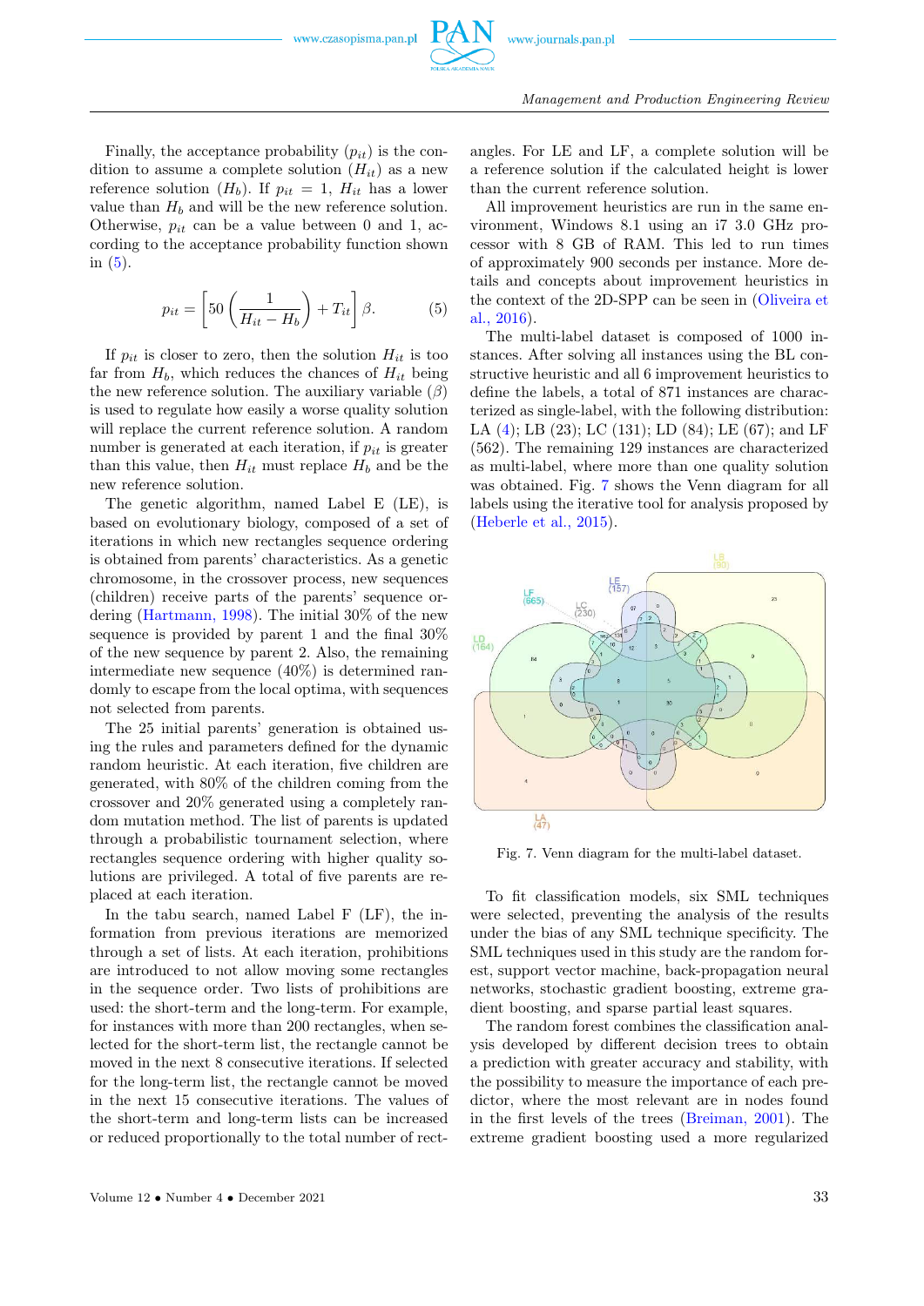Finally, the acceptance probability ($p_{it}$) is the condition to assume a complete solution ($H_{it}$) as a new reference solution ($H_b$). If $p_{it} = 1$, $H_{it}$ has a lower value than $H_b$ and will be the new reference solution. Otherwise, $p_{it}$ can be a value between 0 and 1, according to the acceptance probability function shown in (5).

$$p_{it} = \left[50\left(\frac{1}{H_{it} - H_b}\right) + T_{it}\right]\beta. \tag{5}$$

If $p_{it}$ is closer to zero, then the solution $H_{it}$ is too far from $H_b$, which reduces the chance of $H_{it}$ being the new reference solution. The auxiliary variable ($\beta$) is used to regulate how easily a worse quality solution will replace the current reference solution. A random number is generated at each iteration, if $p_{it}$ is greater than this value, then $H_{it}$ must replace $H_b$ and be the new reference solution.

The genetic algorithm, named Label E (LE), is based on evolutionary biology, composed of a set of iterations in which new rectangles sequence ordering is obtained from parents' characteristics. As a genetic chromosome, in the crossover process, new sequences (children) receive parts of the parents' sequence ordering (Hartmann, 1998). The initial 30% of the new sequence is provided by parent 1 and the final 30% of the new sequence by parent 2. Also, the remaining intermediate new sequence (40%) is determined randomly to escape from the local optima, with sequences not selected from parents.

The 25 initial parents' generation is obtained using the rules and parameters defined for the dynamic random heuristic. At each iteration, five children are generated, with 80% of the children coming from the crossover and 20% generated using a completely random mutation method. The list of parents is updated through a probabilistic tournament selection, where rectangles sequence ordering with higher quality solutions are privileged. A total of five parents are replaced at each iteration.

In the tabu search, named Label F (LF), the information from previous iterations are memorized through a set of lists. At each iteration, prohibitions are introduced to not allow moving some rectangles in the sequence order. Two lists of prohibitions are used: the short-term and the long-term. For example, for instances with more than 200 rectangles, when selected for the short-term list, the rectangle cannot be moved in the next 8 consecutive iterations. If selected for the long-term list, the rectangle cannot be moved in the next 15 consecutive iterations. The values of the short-term and long-term lists can be increased or reduced proportionally to the total number of rectangles. For LE and LF, a complete solution will be a reference solution if the calculated height is lower than the current reference solution.

All improvement heuristics are run in the same environment, Windows 8.1 using an i7 3.0 GHz processor with 8 GB of RAM. This led to run times of approximately 900 seconds per instance. More details and concepts about improvement heuristics in the context of the 2D-SPP can be seen in (Oliveira et al., 2016).

The multi-label dataset is composed of 1000 instances. After solving all instances using the BL constructive heuristic and all 6 improvement heuristics to define the labels, a total of 871 instances are characterized as single-label, with the following distribution: LA (4); LB (23); LC (131); LD (84); LE (67); and LF (562). The remaining 129 instances are characterized as multi-label, where more than one quality solution was obtained. Fig. 7 shows the Venn diagram for all labels using the iterative tool for analysis proposed by (Heberle et al., 2015).

Fig. 7. Venn diagram for the multi-label dataset.

To fit classification models, six SML techniques were selected, preventing the analysis of the results under the bias of any SML technique specificity. The SML techniques used in this study are the random forest, support vector machine, back-propagation neural networks, stochastic gradient boosting, extreme gradient boosting, and sparse partial least squares.

The random forest combines the classification analysis developed by different decision trees to obtain a prediction with greater accuracy and stability, with the possibility to measure the importance of each predictor, where the most relevant are in nodes found in the first levels of the trees (Breiman, 2001). The extreme gradient boosting used a more regularized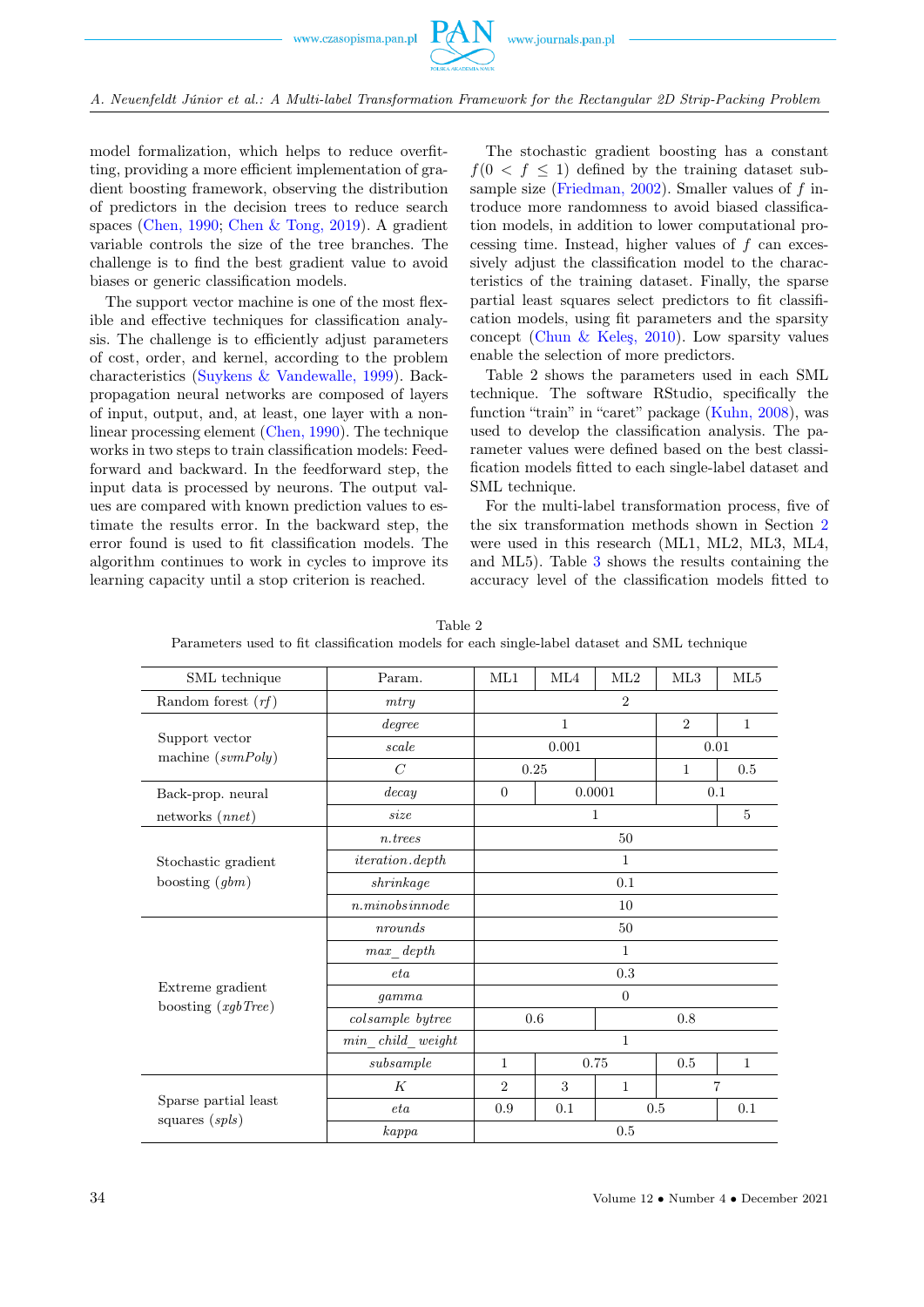model formalization, which helps to reduce overfitting, providing a more efficient implementation of gradient boosting framework, observing the distribution of predictors in the decision trees to reduce search spaces (Chen, 1990; Chen & Tong, 2019). A gradient variable controls the size of the tree branches. The challenge is to find the best gradient value to avoid biases or generic classification models.

The support vector machine is one of the most flexible and effective techniques for classification analysis. The challenge is to efficiently adjust parameters of cost, order, and kernel, according to the problem characteristics (Suykens & Vandewalle, 1999). Back-propagation neural networks are composed of layers of input, output, and, at least, one layer with a nonlinear processing element (Chen, 1990). The technique works in two steps to train classification models: Feed-forward and backward. In the feedforward step, the input data is processed by neurons. The output values are compared with known prediction values to estimate the results error. In the backward step, the error found is used to fit classification models. The algorithm continues to work in cycles to improve its learning capacity until a stop criterion is reached.

The stochastic gradient boosting has a constant $f (0 < f \leq 1)$ defined by the training dataset subsample size (Friedman, 2002). Smaller values of $f$ introduce more randomness to avoid biased classification models, in addition to lower computational processing time. Instead, higher values of $f$ can excessively adjust the classification model to the characteristics of the training dataset. Finally, the sparse partial least squares select predictors to fit classification models, using fit parameters and the sparsity concept (Chun & Keleş, 2010). Low sparsity values enable the selection of more predictors.

Table 2 shows the parameters used in each SML technique. The software RStudio, specifically the function "train" in "caret" package (Kuhn, 2008), was used to develop the classification analysis. The parameter values were defined based on the best classification models fitted to each single-label dataset and SML technique.

For the multi-label transformation process, five of the six transformation methods shown in Section 2 were used in this research (ML1, ML2, ML3, ML4, and ML5). Table 3 shows the results containing the accuracy level of the classification models fitted to

Table 2
Parameters used to fit classification models for each single-label dataset and SML technique

| SML technique | Param. | ML1 | ML4 | ML2 | ML3 | ML5 |
|---|---|---|---|---|---|---|
| Random forest (*rf*) | *mtry* | 2 | | | | |
| Support vector machine (*svmPoly*) | *degree* | 1 | | | 2 | 1 |
| | *scale* | 0.001 | | | 0.01 | |
| | *C* | 0.25 | | | 1 | 0.5 |
| Back-prop. neural networks (*nnet*) | *decay* | 0 | 0.0001 | | 0.1 | |
| | *size* | 1 | | | | 5 |
| Stochastic gradient boosting (*gbm*) | *n.trees* | 50 | | | | |
| | *iteration.depth* | 1 | | | | |
| | *shrinkage* | 0.1 | | | | |
| | *n.minobsinnode* | 10 | | | | |
| Extreme gradient boosting (*xgbTree*) | *nrounds* | 50 | | | | |
| | *max_depth* | 1 | | | | |
| | *eta* | 0.3 | | | | |
| | *gamma* | 0 | | | | |
| | *colsample_bytree* | 0.6 | | 0.8 | | |
| | *min_child_weight* | 1 | | | | |
| | *subsample* | 1 | 0.75 | | 0.5 | 1 |
| Sparse partial least squares (*spls*) | *K* | 2 | 3 | 1 | 7 | |
| | *eta* | 0.9 | 0.1 | 0.5 | | 0.1 |
| | *kappa* | 0.5 | | | | |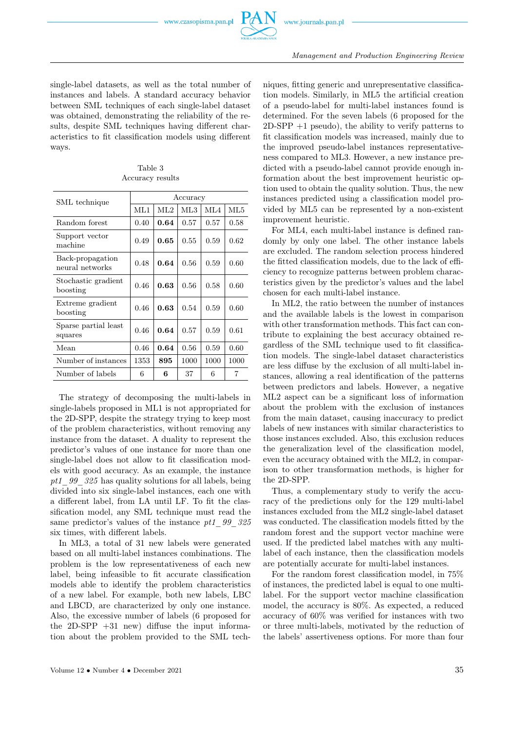single-label datasets, as well as the total number of instances and labels. A standard accuracy behavior between SML techniques of each single-label dataset was obtained, demonstrating the reliability of the results, despite SML techniques having different characteristics to fit classification models using different ways.

Table 3
Accuracy results

| SML technique | Accuracy | | | | |
|---|---|---|---|---|---|
| | ML1 | ML2 | ML3 | ML4 | ML5 |
| Random forest | 0.40 | **0.64** | 0.57 | 0.57 | 0.58 |
| Support vector machine | 0.49 | **0.65** | 0.55 | 0.59 | 0.62 |
| Back-propagation neural networks | 0.48 | **0.64** | 0.56 | 0.59 | 0.60 |
| Stochastic gradient boosting | 0.46 | **0.63** | 0.56 | 0.58 | 0.60 |
| Extreme gradient boosting | 0.46 | **0.63** | 0.54 | 0.59 | 0.60 |
| Sparse partial least squares | 0.46 | **0.64** | 0.57 | 0.59 | 0.61 |
| Mean | 0.46 | **0.64** | 0.56 | 0.59 | 0.60 |
| Number of instances | 1353 | **895** | 1000 | 1000 | 1000 |
| Number of labels | 6 | **6** | 37 | 6 | 7 |

The strategy of decomposing the multi-labels in single-labels proposed in ML1 is not appropriated for the 2D-SPP, despite the strategy trying to keep most of the problem characteristics, without removing any instance from the dataset. A duality to represent the predictor's values of one instance for more than one single-label does not allow to fit classification models with good accuracy. As an example, the instance *pt1_99_325* has quality solutions for all labels, being divided into six single-label instances, each one with a different label, from LA until LF. To fit the classification model, any SML technique must read the same predictor's values of the instance *pt1_99_325* six times, with different labels.

In ML3, a total of 31 new labels were generated based on all multi-label instances combinations. The problem is the low representativeness of each new label, being infeasible to fit accurate classification models able to identify the problem characteristics of a new label. For example, both new labels, LBC and LBCD, are characterized by only one instance. Also, the excessive number of labels (6 proposed for the 2D-SPP +31 new) diffuse the input information about the problem provided to the SML techniques, fitting generic and unrepresentative classification models. Similarly, in ML5 the artificial creation of a pseudo-label for multi-label instances found is determined. For the seven labels (6 proposed for the 2D-SPP +1 pseudo), the ability to verify patterns to fit classification models was increased, mainly due to the improved pseudo-label instances representativeness compared to ML3. However, a new instance predicted with a pseudo-label cannot provide enough information about the best improvement heuristic option used to obtain the quality solution. Thus, the new instances predicted using a classification model provided by ML5 can be represented by a non-existent improvement heuristic.

For ML4, each multi-label instance is defined randomly by only one label. The other instance labels are excluded. The random selection process hindered the fitted classification models, due to the lack of efficiency to recognize patterns between problem characteristics given by the predictor's values and the label chosen for each multi-label instance.

In ML2, the ratio between the number of instances and the available labels is the lowest in comparison with other transformation methods. This fact can contribute to explaining the best accuracy obtained regardless of the SML technique used to fit classification models. The single-label dataset characteristics are less diffuse by the exclusion of all multi-label instances, allowing a real identification of the patterns between predictors and labels. However, a negative ML2 aspect can be a significant loss of information about the problem with the exclusion of instances from the main dataset, causing inaccuracy to predict labels of new instances with similar characteristics to those instances excluded. Also, this exclusion reduces the generalization level of the classification model, even the accuracy obtained with the ML2, in comparison to other transformation methods, is higher for the 2D-SPP.

Thus, a complementary study to verify the accuracy of the predictions only for the 129 multi-label instances excluded from the ML2 single-label dataset was conducted. The classification models fitted by the random forest and the support vector machine were used. If the predicted label matches with any multi-label of each instance, then the classification models are potentially accurate for multi-label instances.

For the random forest classification model, in 75% of instances, the predicted label is equal to one multi-label. For the support vector machine classification model, the accuracy is 80%. As expected, a reduced accuracy of 60% was verified for instances with two or three multi-labels, motivated by the reduction of the labels' assertiveness options. For more than four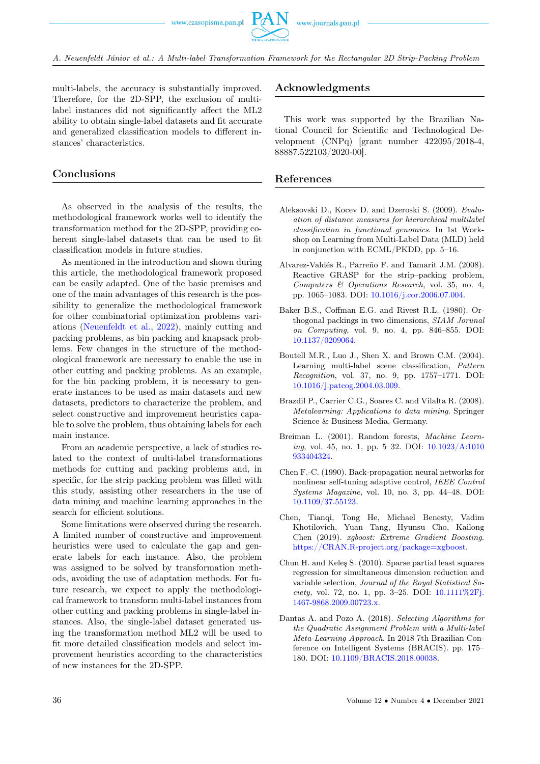multi-labels, the accuracy is substantially improved. Therefore, for the 2D-SPP, the exclusion of multi-label instances did not significantly affect the ML2 ability to obtain single-label datasets and fit accurate and generalized classification models to different instances' characteristics.

## Conclusions

As observed in the analysis of the results, the methodological framework works well to identify the transformation method for the 2D-SPP, providing coherent single-label datasets that can be used to fit classification models in future studies.

As mentioned in the introduction and shown during this article, the methodological framework proposed can be easily adapted. One of the basic premises and one of the main advantages of this research is the possibility to generalize the methodological framework for other combinatorial optimization problems variations (Neuenfeldt et al., 2022), mainly cutting and packing problems, as bin packing and knapsack problems. Few changes in the structure of the methodological framework are necessary to enable the use in other cutting and packing problems. As an example, for the bin packing problem, it is necessary to generate instances to be used as main datasets and new datasets, predictors to characterize the problem, and select constructive and improvement heuristics capable to solve the problem, thus obtaining labels for each main instance.

From an academic perspective, a lack of studies related to the context of multi-label transformations methods for cutting and packing problems and, in specific, for the strip packing problem was filled with this study, assisting other researchers in the use of data mining and machine learning approaches in the search for efficient solutions.

Some limitations were observed during the research. A limited number of constructive and improvement heuristics were used to calculate the gap and generate labels for each instance. Also, the problem was assigned to be solved by transformation methods, avoiding the use of adaptation methods. For future research, we expect to apply the methodological framework to transform multi-label instances from other cutting and packing problems in single-label instances. Also, the single-label dataset generated using the transformation method ML2 will be used to fit more detailed classification models and select improvement heuristics according to the characteristics of new instances for the 2D-SPP.

## Acknowledgments

This work was supported by the Brazilian National Council for Scientific and Technological Development (CNPq) [grant number 422095/2018-4, 88887.522103/2020-00].

## References

Aleksovski D., Kocev D. and Dzeroski S. (2009). *Evaluation of distance measures for hierarchical multilabel classification in functional genomics*. In 1st Workshop on Learning from Multi-Label Data (MLD) held in conjunction with ECML/PKDD, pp. 5–16.

Alvarez-Valdés R., Parreño F. and Tamarit J.M. (2008). Reactive GRASP for the strip–packing problem, *Computers & Operations Research*, vol. 35, no. 4, pp. 1065–1083. DOI: 10.1016/j.cor.2006.07.004.

Baker B.S., Coffman E.G. and Rivest R.L. (1980). Orthogonal packings in two dimensions, *SIAM Jorunal on Computing*, vol. 9, no. 4, pp. 846–855. DOI: 10.1137/0209064.

Boutell M.R., Luo J., Shen X. and Brown C.M. (2004). Learning multi-label scene classification, *Pattern Recognition*, vol. 37, no. 9, pp. 1757–1771. DOI: 10.1016/j.patcog.2004.03.009.

Brazdil P., Carrier C.G., Soares C. and Vilalta R. (2008). *Metalearning: Applications to data mining*. Springer Science & Business Media, Germany.

Breiman L. (2001). Random forests, *Machine Learning*, vol. 45, no. 1, pp. 5–32. DOI: 10.1023/A:1010933404324.

Chen F.-C. (1990). Back-propagation neural networks for nonlinear self-tuning adaptive control, *IEEE Control Systems Magazine*, vol. 10, no. 3, pp. 44–48. DOI: 10.1109/37.55123.

Chen, Tianqi, Tong He, Michael Benesty, Vadim Khotilovich, Yuan Tang, Hyunsu Cho, Kailong Chen (2019). *xgboost: Extreme Gradient Boosting*. https://CRAN.R-project.org/package=xgboost.

Chun H. and Keleş S. (2010). Sparse partial least squares regression for simultaneous dimension reduction and variable selection, *Journal of the Royal Statistical Society*, vol. 72, no. 1, pp. 3–25. DOI: 10.1111%2Fj.1467-9868.2009.00723.x.

Dantas A. and Pozo A. (2018). *Selecting Algorithms for the Quadratic Assignment Problem with a Multi-label Meta-Learning Approach*. In 2018 7th Brazilian Conference on Intelligent Systems (BRACIS). pp. 175–180. DOI: 10.1109/BRACIS.2018.00038.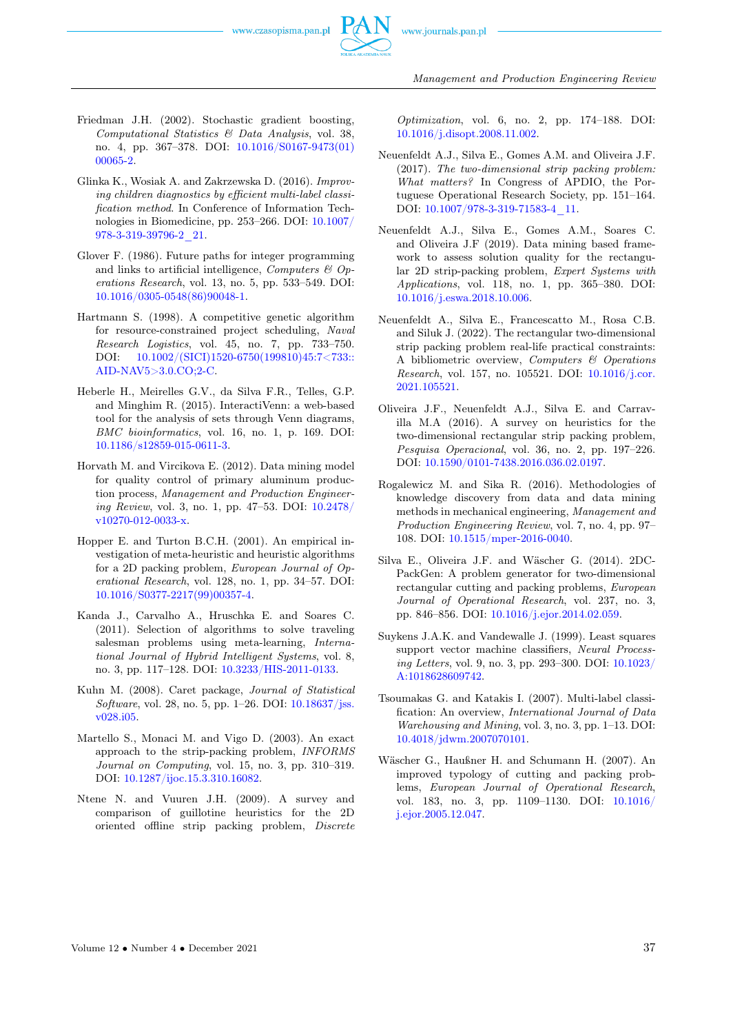Friedman J.H. (2002). Stochastic gradient boosting, *Computational Statistics & Data Analysis*, vol. 38, no. 4, pp. 367–378. DOI: 10.1016/S0167-9473(01)00065-2.

Glinka K., Wosiak A. and Zakrzewska D. (2016). *Improving children diagnostics by efficient multi-label classification method*. In Conference of Information Technologies in Biomedicine, pp. 253–266. DOI: 10.1007/978-3-319-39796-2_21.

Glover F. (1986). Future paths for integer programming and links to artificial intelligence, *Computers & Operations Research*, vol. 13, no. 5, pp. 533–549. DOI: 10.1016/0305-0548(86)90048-1.

Hartmann S. (1998). A competitive genetic algorithm for resource-constrained project scheduling, *Naval Research Logistics*, vol. 45, no. 7, pp. 733–750. DOI: 10.1002/(SICI)1520-6750(199810)45:7<733::AID-NAV5>3.0.CO;2-C.

Heberle H., Meirelles G.V., da Silva F.R., Telles, G.P. and Minghim R. (2015). InteractiVenn: a web-based tool for the analysis of sets through Venn diagrams, *BMC bioinformatics*, vol. 16, no. 1, p. 169. DOI: 10.1186/s12859-015-0611-3.

Horvath M. and Vircikova E. (2012). Data mining model for quality control of primary aluminum production process, *Management and Production Engineering Review*, vol. 3, no. 1, pp. 47–53. DOI: 10.2478/v10270-012-0033-x.

Hopper E. and Turton B.C.H. (2001). An empirical investigation of meta-heuristic and heuristic algorithms for a 2D packing problem, *European Journal of Operational Research*, vol. 128, no. 1, pp. 34–57. DOI: 10.1016/S0377-2217(99)00357-4.

Kanda J., Carvalho A., Hruschka E. and Soares C. (2011). Selection of algorithms to solve traveling salesman problems using meta-learning, *International Journal of Hybrid Intelligent Systems*, vol. 8, no. 3, pp. 117–128. DOI: 10.3233/HIS-2011-0133.

Kuhn M. (2008). Caret package, *Journal of Statistical Software*, vol. 28, no. 5, pp. 1–26. DOI: 10.18637/jss.v028.i05.

Martello S., Monaci M. and Vigo D. (2003). An exact approach to the strip-packing problem, *INFORMS Journal on Computing*, vol. 15, no. 3, pp. 310–319. DOI: 10.1287/ijoc.15.3.310.16082.

Ntene N. and Vuuren J.H. (2009). A survey and comparison of guillotine heuristics for the 2D oriented offline strip packing problem, *Discrete Optimization*, vol. 6, no. 2, pp. 174–188. DOI: 10.1016/j.disopt.2008.11.002.

Neuenfeldt A.J., Silva E., Gomes A.M. and Oliveira J.F. (2017). *The two-dimensional strip packing problem: What matters?* In Congress of APDIO, the Portuguese Operational Research Society, pp. 151–164. DOI: 10.1007/978-3-319-71583-4_11.

Neuenfeldt A.J., Silva E., Gomes A.M., Soares C. and Oliveira J.F (2019). Data mining based framework to assess solution quality for the rectangular 2D strip-packing problem, *Expert Systems with Applications*, vol. 118, no. 1, pp. 365–380. DOI: 10.1016/j.eswa.2018.10.006.

Neuenfeldt A., Silva E., Francescatto M., Rosa C.B. and Siluk J. (2022). The rectangular two-dimensional strip packing problem real-life practical constraints: A bibliometric overview, *Computers & Operations Research*, vol. 157, no. 105521. DOI: 10.1016/j.cor.2021.105521.

Oliveira J.F., Neuenfeldt A.J., Silva E. and Carravilla M.A (2016). A survey on heuristics for the two-dimensional rectangular strip packing problem, *Pesquisa Operacional*, vol. 36, no. 2, pp. 197–226. DOI: 10.1590/0101-7438.2016.036.02.0197.

Rogalewicz M. and Sika R. (2016). Methodologies of knowledge discovery from data and data mining methods in mechanical engineering, *Management and Production Engineering Review*, vol. 7, no. 4, pp. 97–108. DOI: 10.1515/mper-2016-0040.

Silva E., Oliveira J.F. and Wäscher G. (2014). 2DCPackGen: A problem generator for two-dimensional rectangular cutting and packing problems, *European Journal of Operational Research*, vol. 237, no. 3, pp. 846–856. DOI: 10.1016/j.ejor.2014.02.059.

Suykens J.A.K. and Vandewalle J. (1999). Least squares support vector machine classifiers, *Neural Processing Letters*, vol. 9, no. 3, pp. 293–300. DOI: 10.1023/A:1018628609742.

Tsoumakas G. and Katakis I. (2007). Multi-label classification: An overview, *International Journal of Data Warehousing and Mining*, vol. 3, no. 3, pp. 1–13. DOI: 10.4018/jdwm.2007070101.

Wäscher G., Haußner H. and Schumann H. (2007). An improved typology of cutting and packing problems, *European Journal of Operational Research*, vol. 183, no. 3, pp. 1109–1130. DOI: 10.1016/j.ejor.2005.12.047.